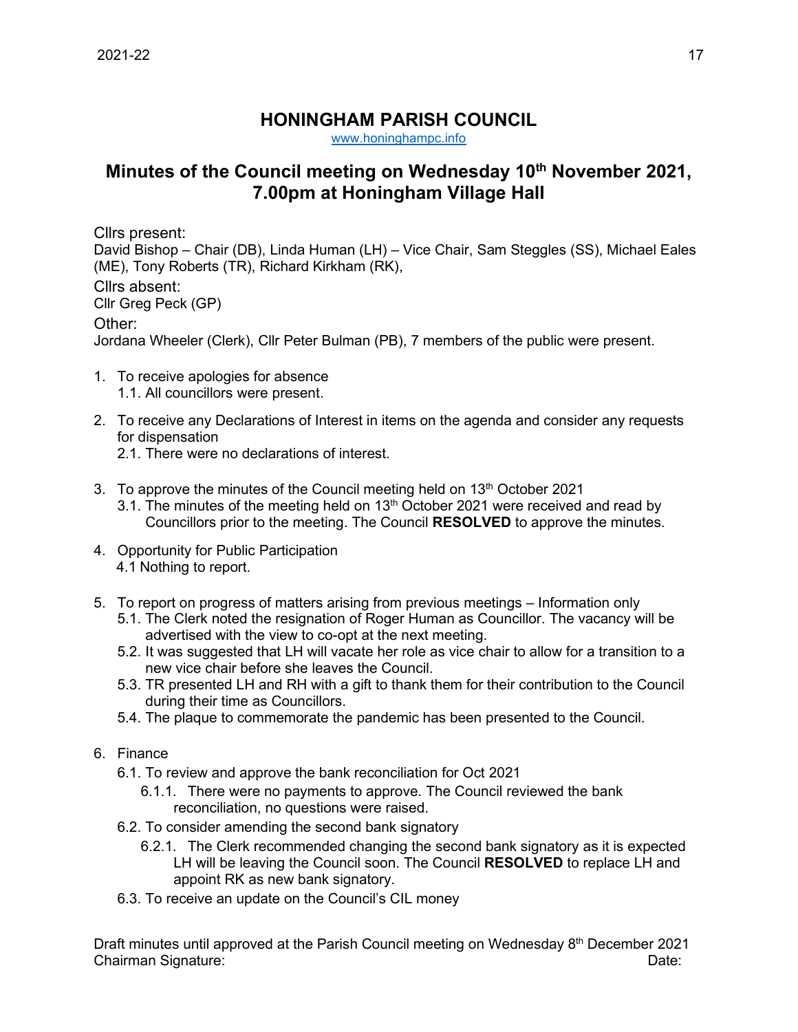# HONINGHAM PARISH COUNCIL

www.honinghampc.info

## Minutes of the Council meeting on Wednesday 10th November 2021, 7.00pm at Honingham Village Hall

Cllrs present:
David Bishop – Chair (DB), Linda Human (LH) – Vice Chair, Sam Steggles (SS), Michael Eales (ME), Tony Roberts (TR), Richard Kirkham (RK),

Cllrs absent:
Cllr Greg Peck (GP)

Other:
Jordana Wheeler (Clerk), Cllr Peter Bulman (PB), 7 members of the public were present.

1. To receive apologies for absence
   1.1. All councillors were present.

2. To receive any Declarations of Interest in items on the agenda and consider any requests for dispensation
   2.1. There were no declarations of interest.

3. To approve the minutes of the Council meeting held on 13th October 2021
   3.1. The minutes of the meeting held on 13th October 2021 were received and read by Councillors prior to the meeting. The Council **RESOLVED** to approve the minutes.

4. Opportunity for Public Participation
   4.1 Nothing to report.

5. To report on progress of matters arising from previous meetings – Information only
   5.1. The Clerk noted the resignation of Roger Human as Councillor. The vacancy will be advertised with the view to co-opt at the next meeting.
   5.2. It was suggested that LH will vacate her role as vice chair to allow for a transition to a new vice chair before she leaves the Council.
   5.3. TR presented LH and RH with a gift to thank them for their contribution to the Council during their time as Councillors.
   5.4. The plaque to commemorate the pandemic has been presented to the Council.

6. Finance
   6.1. To review and approve the bank reconciliation for Oct 2021
      6.1.1. There were no payments to approve. The Council reviewed the bank reconciliation, no questions were raised.
   6.2. To consider amending the second bank signatory
      6.2.1. The Clerk recommended changing the second bank signatory as it is expected LH will be leaving the Council soon. The Council **RESOLVED** to replace LH and appoint RK as new bank signatory.
   6.3. To receive an update on the Council's CIL money

Draft minutes until approved at the Parish Council meeting on Wednesday 8th December 2021
Chairman Signature: Date: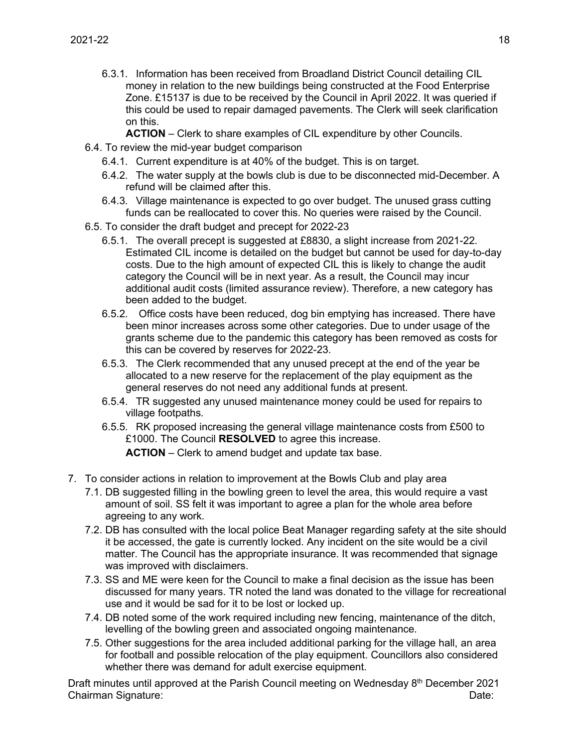6.3.1. Information has been received from Broadland District Council detailing CIL money in relation to the new buildings being constructed at the Food Enterprise Zone. £15137 is due to be received by the Council in April 2022. It was queried if this could be used to repair damaged pavements. The Clerk will seek clarification on this.

**ACTION** – Clerk to share examples of CIL expenditure by other Councils.

6.4. To review the mid-year budget comparison

6.4.1. Current expenditure is at 40% of the budget. This is on target.

6.4.2. The water supply at the bowls club is due to be disconnected mid-December. A refund will be claimed after this.

6.4.3. Village maintenance is expected to go over budget. The unused grass cutting funds can be reallocated to cover this. No queries were raised by the Council.

6.5. To consider the draft budget and precept for 2022-23

6.5.1. The overall precept is suggested at £8830, a slight increase from 2021-22. Estimated CIL income is detailed on the budget but cannot be used for day-to-day costs. Due to the high amount of expected CIL this is likely to change the audit category the Council will be in next year. As a result, the Council may incur additional audit costs (limited assurance review). Therefore, a new category has been added to the budget.

6.5.2. Office costs have been reduced, dog bin emptying has increased. There have been minor increases across some other categories. Due to under usage of the grants scheme due to the pandemic this category has been removed as costs for this can be covered by reserves for 2022-23.

6.5.3. The Clerk recommended that any unused precept at the end of the year be allocated to a new reserve for the replacement of the play equipment as the general reserves do not need any additional funds at present.

6.5.4. TR suggested any unused maintenance money could be used for repairs to village footpaths.

6.5.5. RK proposed increasing the general village maintenance costs from £500 to £1000. The Council **RESOLVED** to agree this increase.

**ACTION** – Clerk to amend budget and update tax base.

7. To consider actions in relation to improvement at the Bowls Club and play area

7.1. DB suggested filling in the bowling green to level the area, this would require a vast amount of soil. SS felt it was important to agree a plan for the whole area before agreeing to any work.

7.2. DB has consulted with the local police Beat Manager regarding safety at the site should it be accessed, the gate is currently locked. Any incident on the site would be a civil matter. The Council has the appropriate insurance. It was recommended that signage was improved with disclaimers.

7.3. SS and ME were keen for the Council to make a final decision as the issue has been discussed for many years. TR noted the land was donated to the village for recreational use and it would be sad for it to be lost or locked up.

7.4. DB noted some of the work required including new fencing, maintenance of the ditch, levelling of the bowling green and associated ongoing maintenance.

7.5. Other suggestions for the area included additional parking for the village hall, an area for football and possible relocation of the play equipment. Councillors also considered whether there was demand for adult exercise equipment.

Draft minutes until approved at the Parish Council meeting on Wednesday 8th December 2021
Chairman Signature: Date: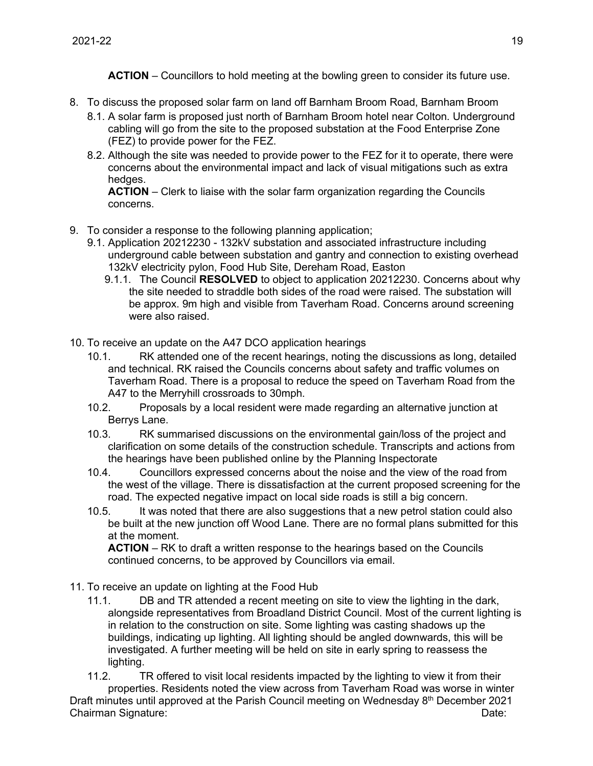**ACTION** – Councillors to hold meeting at the bowling green to consider its future use.

8. To discuss the proposed solar farm on land off Barnham Broom Road, Barnham Broom
   8.1. A solar farm is proposed just north of Barnham Broom hotel near Colton. Underground cabling will go from the site to the proposed substation at the Food Enterprise Zone (FEZ) to provide power for the FEZ.
   8.2. Although the site was needed to provide power to the FEZ for it to operate, there were concerns about the environmental impact and lack of visual mitigations such as extra hedges.
   **ACTION** – Clerk to liaise with the solar farm organization regarding the Councils concerns.

9. To consider a response to the following planning application;
   9.1. Application 20212230 - 132kV substation and associated infrastructure including underground cable between substation and gantry and connection to existing overhead 132kV electricity pylon, Food Hub Site, Dereham Road, Easton
      9.1.1. The Council **RESOLVED** to object to application 20212230. Concerns about why the site needed to straddle both sides of the road were raised. The substation will be approx. 9m high and visible from Taverham Road. Concerns around screening were also raised.

10. To receive an update on the A47 DCO application hearings
    10.1. RK attended one of the recent hearings, noting the discussions as long, detailed and technical. RK raised the Councils concerns about safety and traffic volumes on Taverham Road. There is a proposal to reduce the speed on Taverham Road from the A47 to the Merryhill crossroads to 30mph.
    10.2. Proposals by a local resident were made regarding an alternative junction at Berrys Lane.
    10.3. RK summarised discussions on the environmental gain/loss of the project and clarification on some details of the construction schedule. Transcripts and actions from the hearings have been published online by the Planning Inspectorate
    10.4. Councillors expressed concerns about the noise and the view of the road from the west of the village. There is dissatisfaction at the current proposed screening for the road. The expected negative impact on local side roads is still a big concern.
    10.5. It was noted that there are also suggestions that a new petrol station could also be built at the new junction off Wood Lane. There are no formal plans submitted for this at the moment.
    **ACTION** – RK to draft a written response to the hearings based on the Councils continued concerns, to be approved by Councillors via email.

11. To receive an update on lighting at the Food Hub
    11.1. DB and TR attended a recent meeting on site to view the lighting in the dark, alongside representatives from Broadland District Council. Most of the current lighting is in relation to the construction on site. Some lighting was casting shadows up the buildings, indicating up lighting. All lighting should be angled downwards, this will be investigated. A further meeting will be held on site in early spring to reassess the lighting.
    11.2. TR offered to visit local residents impacted by the lighting to view it from their properties. Residents noted the view across from Taverham Road was worse in winter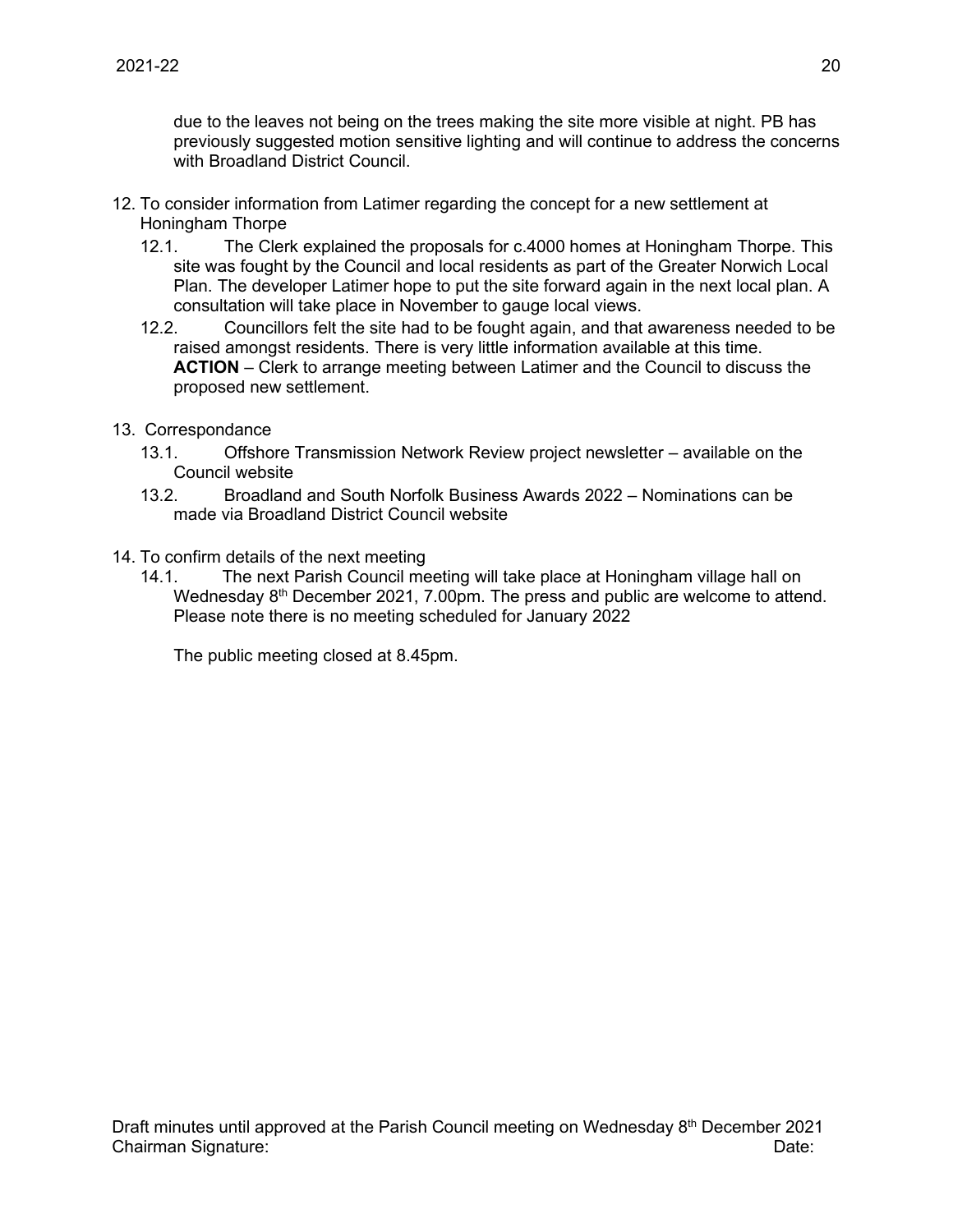due to the leaves not being on the trees making the site more visible at night. PB has previously suggested motion sensitive lighting and will continue to address the concerns with Broadland District Council.

12. To consider information from Latimer regarding the concept for a new settlement at Honingham Thorpe
    - 12.1. The Clerk explained the proposals for c.4000 homes at Honingham Thorpe. This site was fought by the Council and local residents as part of the Greater Norwich Local Plan. The developer Latimer hope to put the site forward again in the next local plan. A consultation will take place in November to gauge local views.
    - 12.2. Councillors felt the site had to be fought again, and that awareness needed to be raised amongst residents. There is very little information available at this time. **ACTION** – Clerk to arrange meeting between Latimer and the Council to discuss the proposed new settlement.

13. Correspondance
    - 13.1. Offshore Transmission Network Review project newsletter – available on the Council website
    - 13.2. Broadland and South Norfolk Business Awards 2022 – Nominations can be made via Broadland District Council website

14. To confirm details of the next meeting
    - 14.1. The next Parish Council meeting will take place at Honingham village hall on Wednesday 8th December 2021, 7.00pm. The press and public are welcome to attend. Please note there is no meeting scheduled for January 2022

The public meeting closed at 8.45pm.

Draft minutes until approved at the Parish Council meeting on Wednesday 8th December 2021
Chairman Signature: Date: